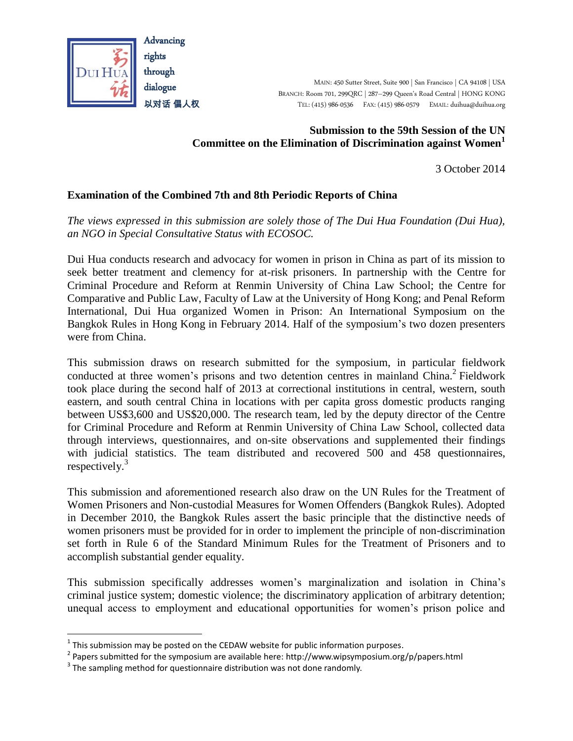Advancing rights through dialogue
以对话 倡人权

MAIN: 450 Sutter Street, Suite 900 | San Francisco | CA 94108 | USA
BRANCH: Room 701, 299QRC | 287–299 Queen's Road Central | HONG KONG
TEL: (415) 986-0536 FAX: (415) 986-0579 EMAIL: duihua@duihua.org

**Submission to the 59th Session of the UN Committee on the Elimination of Discrimination against Women[1]**

3 October 2014

**Examination of the Combined 7th and 8th Periodic Reports of China**

*The views expressed in this submission are solely those of The Dui Hua Foundation (Dui Hua), an NGO in Special Consultative Status with ECOSOC.*

Dui Hua conducts research and advocacy for women in prison in China as part of its mission to seek better treatment and clemency for at-risk prisoners. In partnership with the Centre for Criminal Procedure and Reform at Renmin University of China Law School; the Centre for Comparative and Public Law, Faculty of Law at the University of Hong Kong; and Penal Reform International, Dui Hua organized Women in Prison: An International Symposium on the Bangkok Rules in Hong Kong in February 2014. Half of the symposium's two dozen presenters were from China.

This submission draws on research submitted for the symposium, in particular fieldwork conducted at three women's prisons and two detention centres in mainland China.[2] Fieldwork took place during the second half of 2013 at correctional institutions in central, western, south eastern, and south central China in locations with per capita gross domestic products ranging between US$3,600 and US$20,000. The research team, led by the deputy director of the Centre for Criminal Procedure and Reform at Renmin University of China Law School, collected data through interviews, questionnaires, and on-site observations and supplemented their findings with judicial statistics. The team distributed and recovered 500 and 458 questionnaires, respectively.[3]

This submission and aforementioned research also draw on the UN Rules for the Treatment of Women Prisoners and Non-custodial Measures for Women Offenders (Bangkok Rules). Adopted in December 2010, the Bangkok Rules assert the basic principle that the distinctive needs of women prisoners must be provided for in order to implement the principle of non-discrimination set forth in Rule 6 of the Standard Minimum Rules for the Treatment of Prisoners and to accomplish substantial gender equality.

This submission specifically addresses women's marginalization and isolation in China's criminal justice system; domestic violence; the discriminatory application of arbitrary detention; unequal access to employment and educational opportunities for women's prison police and

---

[1] This submission may be posted on the CEDAW website for public information purposes.

[2] Papers submitted for the symposium are available here: http://www.wipsymposium.org/p/papers.html

[3] The sampling method for questionnaire distribution was not done randomly.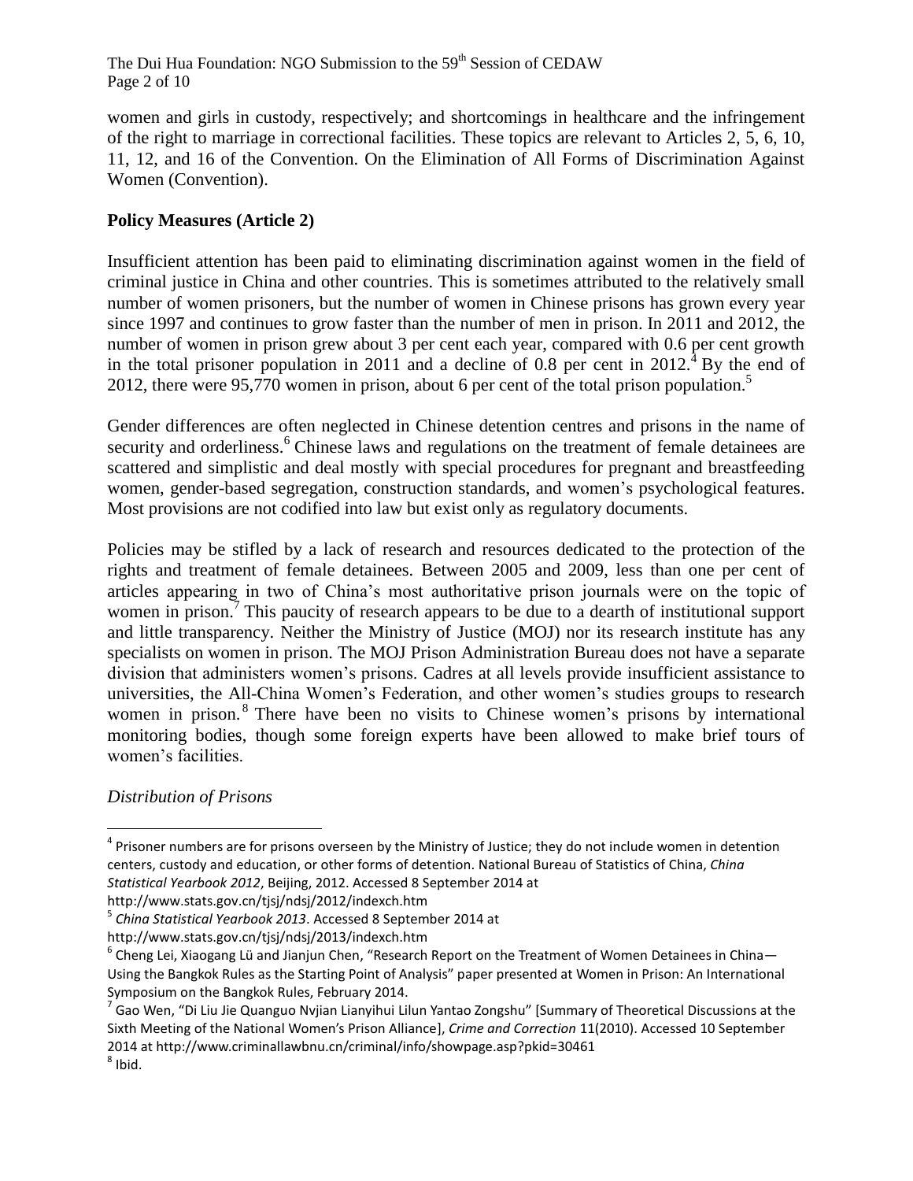women and girls in custody, respectively; and shortcomings in healthcare and the infringement of the right to marriage in correctional facilities. These topics are relevant to Articles 2, 5, 6, 10, 11, 12, and 16 of the Convention. On the Elimination of All Forms of Discrimination Against Women (Convention).

## Policy Measures (Article 2)

Insufficient attention has been paid to eliminating discrimination against women in the field of criminal justice in China and other countries. This is sometimes attributed to the relatively small number of women prisoners, but the number of women in Chinese prisons has grown every year since 1997 and continues to grow faster than the number of men in prison. In 2011 and 2012, the number of women in prison grew about 3 per cent each year, compared with 0.6 per cent growth in the total prisoner population in 2011 and a decline of 0.8 per cent in 2012.[4] By the end of 2012, there were 95,770 women in prison, about 6 per cent of the total prison population.[5]

Gender differences are often neglected in Chinese detention centres and prisons in the name of security and orderliness.[6] Chinese laws and regulations on the treatment of female detainees are scattered and simplistic and deal mostly with special procedures for pregnant and breastfeeding women, gender-based segregation, construction standards, and women's psychological features. Most provisions are not codified into law but exist only as regulatory documents.

Policies may be stifled by a lack of research and resources dedicated to the protection of the rights and treatment of female detainees. Between 2005 and 2009, less than one per cent of articles appearing in two of China's most authoritative prison journals were on the topic of women in prison.[7] This paucity of research appears to be due to a dearth of institutional support and little transparency. Neither the Ministry of Justice (MOJ) nor its research institute has any specialists on women in prison. The MOJ Prison Administration Bureau does not have a separate division that administers women's prisons. Cadres at all levels provide insufficient assistance to universities, the All-China Women's Federation, and other women's studies groups to research women in prison.[8] There have been no visits to Chinese women's prisons by international monitoring bodies, though some foreign experts have been allowed to make brief tours of women's facilities.

*Distribution of Prisons*

---

[4] Prisoner numbers are for prisons overseen by the Ministry of Justice; they do not include women in detention centers, custody and education, or other forms of detention. National Bureau of Statistics of China, *China Statistical Yearbook 2012*, Beijing, 2012. Accessed 8 September 2014 at http://www.stats.gov.cn/tjsj/ndsj/2012/indexch.htm

[5] *China Statistical Yearbook 2013*. Accessed 8 September 2014 at http://www.stats.gov.cn/tjsj/ndsj/2013/indexch.htm

[6] Cheng Lei, Xiaogang Lü and Jianjun Chen, "Research Report on the Treatment of Women Detainees in China—Using the Bangkok Rules as the Starting Point of Analysis" paper presented at Women in Prison: An International Symposium on the Bangkok Rules, February 2014.

[7] Gao Wen, "Di Liu Jie Quanguo Nvjian Lianyihui Lilun Yantao Zongshu" [Summary of Theoretical Discussions at the Sixth Meeting of the National Women's Prison Alliance], *Crime and Correction* 11(2010). Accessed 10 September 2014 at http://www.criminallawbnu.cn/criminal/info/showpage.asp?pkid=30461

[8] Ibid.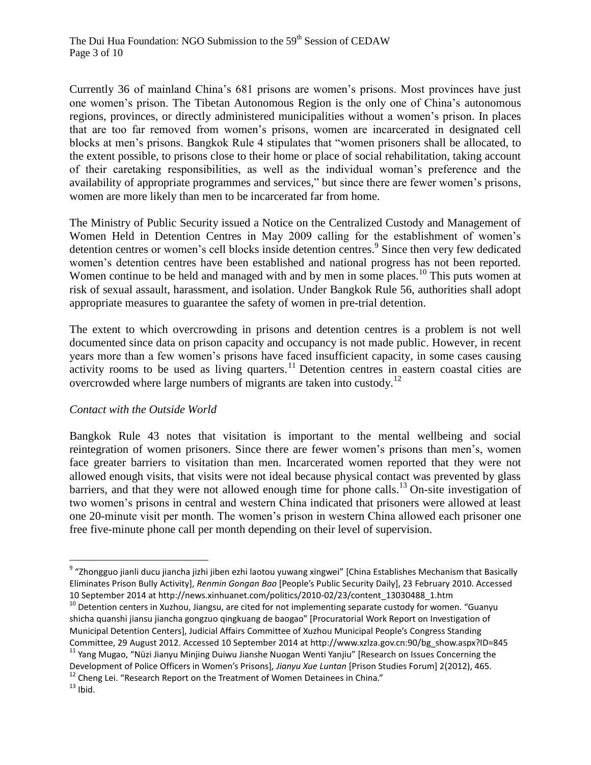Currently 36 of mainland China's 681 prisons are women's prisons. Most provinces have just one women's prison. The Tibetan Autonomous Region is the only one of China's autonomous regions, provinces, or directly administered municipalities without a women's prison. In places that are too far removed from women's prisons, women are incarcerated in designated cell blocks at men's prisons. Bangkok Rule 4 stipulates that "women prisoners shall be allocated, to the extent possible, to prisons close to their home or place of social rehabilitation, taking account of their caretaking responsibilities, as well as the individual woman's preference and the availability of appropriate programmes and services," but since there are fewer women's prisons, women are more likely than men to be incarcerated far from home.

The Ministry of Public Security issued a Notice on the Centralized Custody and Management of Women Held in Detention Centres in May 2009 calling for the establishment of women's detention centres or women's cell blocks inside detention centres.[9] Since then very few dedicated women's detention centres have been established and national progress has not been reported. Women continue to be held and managed with and by men in some places.[10] This puts women at risk of sexual assault, harassment, and isolation. Under Bangkok Rule 56, authorities shall adopt appropriate measures to guarantee the safety of women in pre-trial detention.

The extent to which overcrowding in prisons and detention centres is a problem is not well documented since data on prison capacity and occupancy is not made public. However, in recent years more than a few women's prisons have faced insufficient capacity, in some cases causing activity rooms to be used as living quarters.[11] Detention centres in eastern coastal cities are overcrowded where large numbers of migrants are taken into custody.[12]

*Contact with the Outside World*

Bangkok Rule 43 notes that visitation is important to the mental wellbeing and social reintegration of women prisoners. Since there are fewer women's prisons than men's, women face greater barriers to visitation than men. Incarcerated women reported that they were not allowed enough visits, that visits were not ideal because physical contact was prevented by glass barriers, and that they were not allowed enough time for phone calls.[13] On-site investigation of two women's prisons in central and western China indicated that prisoners were allowed at least one 20-minute visit per month. The women's prison in western China allowed each prisoner one free five-minute phone call per month depending on their level of supervision.

---

[9] "Zhongguo jianli ducu jiancha jizhi jiben ezhi laotou yuwang xingwei" [China Establishes Mechanism that Basically Eliminates Prison Bully Activity], *Renmin Gongan Bao* [People's Public Security Daily], 23 February 2010. Accessed 10 September 2014 at http://news.xinhuanet.com/politics/2010-02/23/content_13030488_1.htm

[10] Detention centers in Xuzhou, Jiangsu, are cited for not implementing separate custody for women. "Guanyu shicha quanshi jiansu jiancha gongzuo qingkuang de baogao" [Procuratorial Work Report on Investigation of Municipal Detention Centers], Judicial Affairs Committee of Xuzhou Municipal People's Congress Standing Committee, 29 August 2012. Accessed 10 September 2014 at http://www.xzlza.gov.cn:90/bg_show.aspx?ID=845

[11] Yang Mugao, "Nüzi Jianyu Minjing Duiwu Jianshe Nuogan Wenti Yanjiu" [Research on Issues Concerning the Development of Police Officers in Women's Prisons], *Jianyu Xue Luntan* [Prison Studies Forum] 2(2012), 465.

[12] Cheng Lei. "Research Report on the Treatment of Women Detainees in China."

[13] Ibid.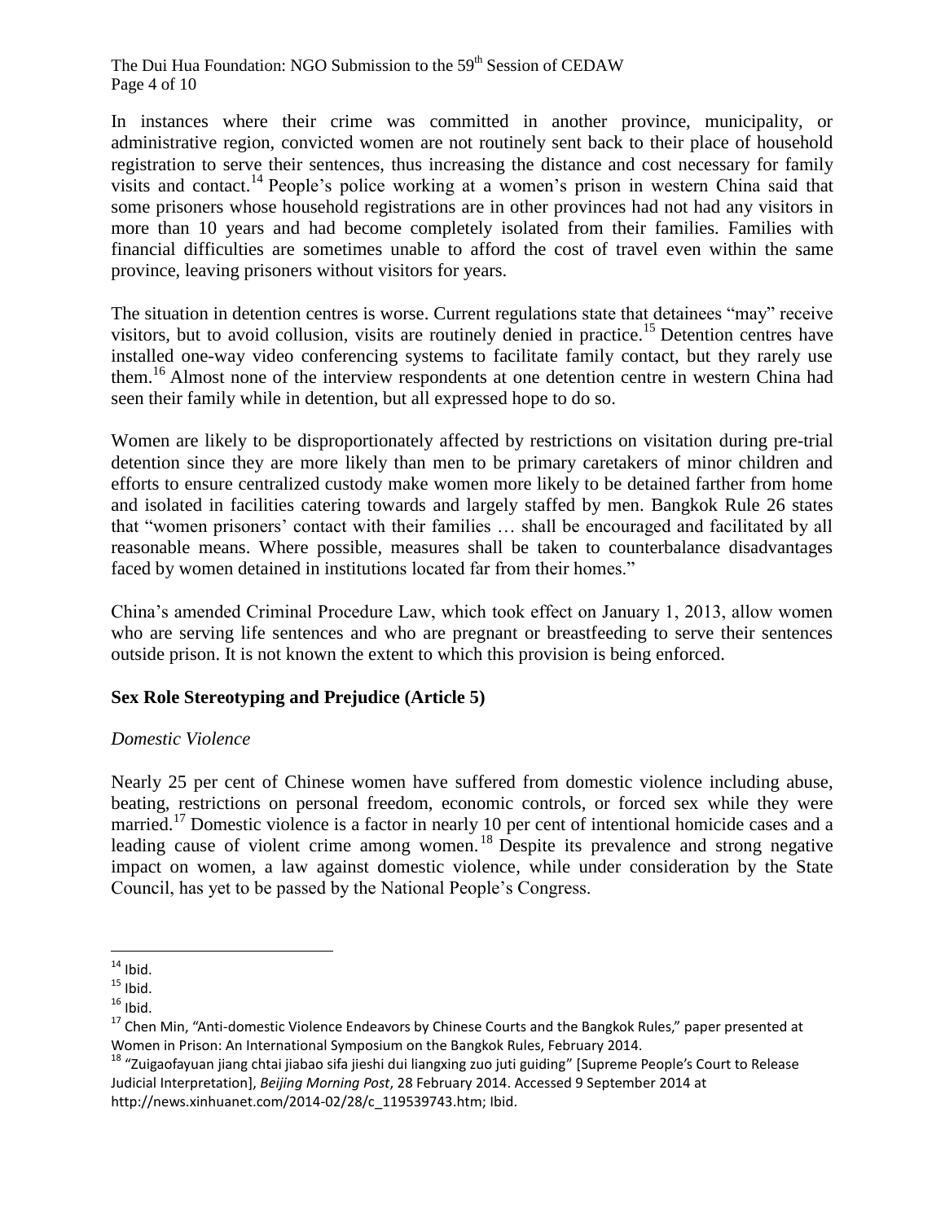In instances where their crime was committed in another province, municipality, or administrative region, convicted women are not routinely sent back to their place of household registration to serve their sentences, thus increasing the distance and cost necessary for family visits and contact.[14] People's police working at a women's prison in western China said that some prisoners whose household registrations are in other provinces had not had any visitors in more than 10 years and had become completely isolated from their families. Families with financial difficulties are sometimes unable to afford the cost of travel even within the same province, leaving prisoners without visitors for years.

The situation in detention centres is worse. Current regulations state that detainees "may" receive visitors, but to avoid collusion, visits are routinely denied in practice.[15] Detention centres have installed one-way video conferencing systems to facilitate family contact, but they rarely use them.[16] Almost none of the interview respondents at one detention centre in western China had seen their family while in detention, but all expressed hope to do so.

Women are likely to be disproportionately affected by restrictions on visitation during pre-trial detention since they are more likely than men to be primary caretakers of minor children and efforts to ensure centralized custody make women more likely to be detained farther from home and isolated in facilities catering towards and largely staffed by men. Bangkok Rule 26 states that "women prisoners' contact with their families … shall be encouraged and facilitated by all reasonable means. Where possible, measures shall be taken to counterbalance disadvantages faced by women detained in institutions located far from their homes."

China's amended Criminal Procedure Law, which took effect on January 1, 2013, allow women who are serving life sentences and who are pregnant or breastfeeding to serve their sentences outside prison. It is not known the extent to which this provision is being enforced.

## Sex Role Stereotyping and Prejudice (Article 5)

### *Domestic Violence*

Nearly 25 per cent of Chinese women have suffered from domestic violence including abuse, beating, restrictions on personal freedom, economic controls, or forced sex while they were married.[17] Domestic violence is a factor in nearly 10 per cent of intentional homicide cases and a leading cause of violent crime among women.[18] Despite its prevalence and strong negative impact on women, a law against domestic violence, while under consideration by the State Council, has yet to be passed by the National People's Congress.

---

[14] Ibid.

[15] Ibid.

[16] Ibid.

[17] Chen Min, "Anti-domestic Violence Endeavors by Chinese Courts and the Bangkok Rules," paper presented at Women in Prison: An International Symposium on the Bangkok Rules, February 2014.

[18] "Zuigaofayuan jiang chtai jiabao sifa jieshi dui liangxing zuo juti guiding" [Supreme People's Court to Release Judicial Interpretation], *Beijing Morning Post*, 28 February 2014. Accessed 9 September 2014 at http://news.xinhuanet.com/2014-02/28/c_119539743.htm; Ibid.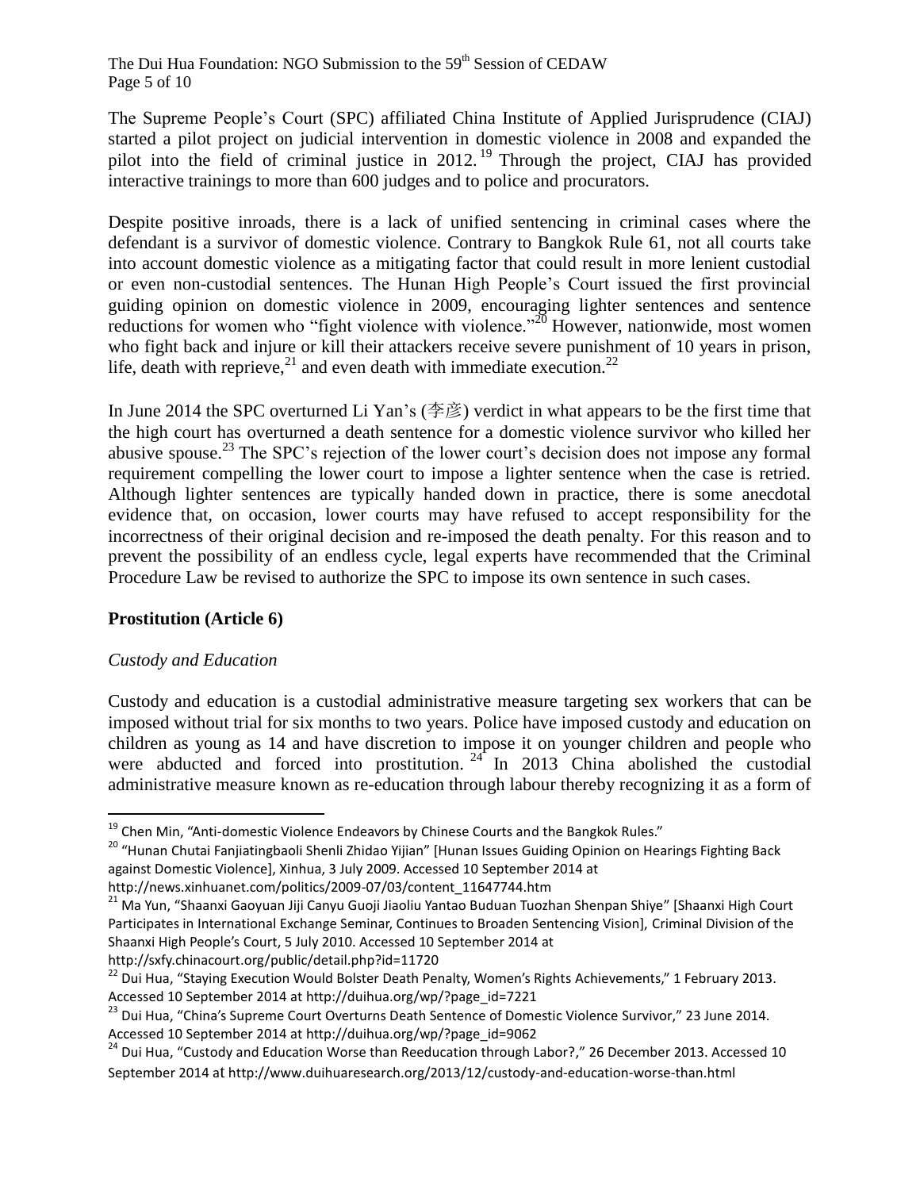The Supreme People's Court (SPC) affiliated China Institute of Applied Jurisprudence (CIAJ) started a pilot project on judicial intervention in domestic violence in 2008 and expanded the pilot into the field of criminal justice in 2012.[19] Through the project, CIAJ has provided interactive trainings to more than 600 judges and to police and procurators.

Despite positive inroads, there is a lack of unified sentencing in criminal cases where the defendant is a survivor of domestic violence. Contrary to Bangkok Rule 61, not all courts take into account domestic violence as a mitigating factor that could result in more lenient custodial or even non-custodial sentences. The Hunan High People's Court issued the first provincial guiding opinion on domestic violence in 2009, encouraging lighter sentences and sentence reductions for women who "fight violence with violence."[20] However, nationwide, most women who fight back and injure or kill their attackers receive severe punishment of 10 years in prison, life, death with reprieve,[21] and even death with immediate execution.[22]

In June 2014 the SPC overturned Li Yan's (李彦) verdict in what appears to be the first time that the high court has overturned a death sentence for a domestic violence survivor who killed her abusive spouse.[23] The SPC's rejection of the lower court's decision does not impose any formal requirement compelling the lower court to impose a lighter sentence when the case is retried. Although lighter sentences are typically handed down in practice, there is some anecdotal evidence that, on occasion, lower courts may have refused to accept responsibility for the incorrectness of their original decision and re-imposed the death penalty. For this reason and to prevent the possibility of an endless cycle, legal experts have recommended that the Criminal Procedure Law be revised to authorize the SPC to impose its own sentence in such cases.

## Prostitution (Article 6)

### *Custody and Education*

Custody and education is a custodial administrative measure targeting sex workers that can be imposed without trial for six months to two years. Police have imposed custody and education on children as young as 14 and have discretion to impose it on younger children and people who were abducted and forced into prostitution.[24] In 2013 China abolished the custodial administrative measure known as re-education through labour thereby recognizing it as a form of

---

[19] Chen Min, "Anti-domestic Violence Endeavors by Chinese Courts and the Bangkok Rules."

[20] "Hunan Chutai Fanjiatingbaoli Shenli Zhidao Yijian" [Hunan Issues Guiding Opinion on Hearings Fighting Back against Domestic Violence], Xinhua, 3 July 2009. Accessed 10 September 2014 at http://news.xinhuanet.com/politics/2009-07/03/content_11647744.htm

[21] Ma Yun, "Shaanxi Gaoyuan Jiji Canyu Guoji Jiaoliu Yantao Buduan Tuozhan Shenpan Shiye" [Shaanxi High Court Participates in International Exchange Seminar, Continues to Broaden Sentencing Vision], Criminal Division of the Shaanxi High People's Court, 5 July 2010. Accessed 10 September 2014 at http://sxfy.chinacourt.org/public/detail.php?id=11720

[22] Dui Hua, "Staying Execution Would Bolster Death Penalty, Women's Rights Achievements," 1 February 2013. Accessed 10 September 2014 at http://duihua.org/wp/?page_id=7221

[23] Dui Hua, "China's Supreme Court Overturns Death Sentence of Domestic Violence Survivor," 23 June 2014. Accessed 10 September 2014 at http://duihua.org/wp/?page_id=9062

[24] Dui Hua, "Custody and Education Worse than Reeducation through Labor?," 26 December 2013. Accessed 10 September 2014 at http://www.duihuaresearch.org/2013/12/custody-and-education-worse-than.html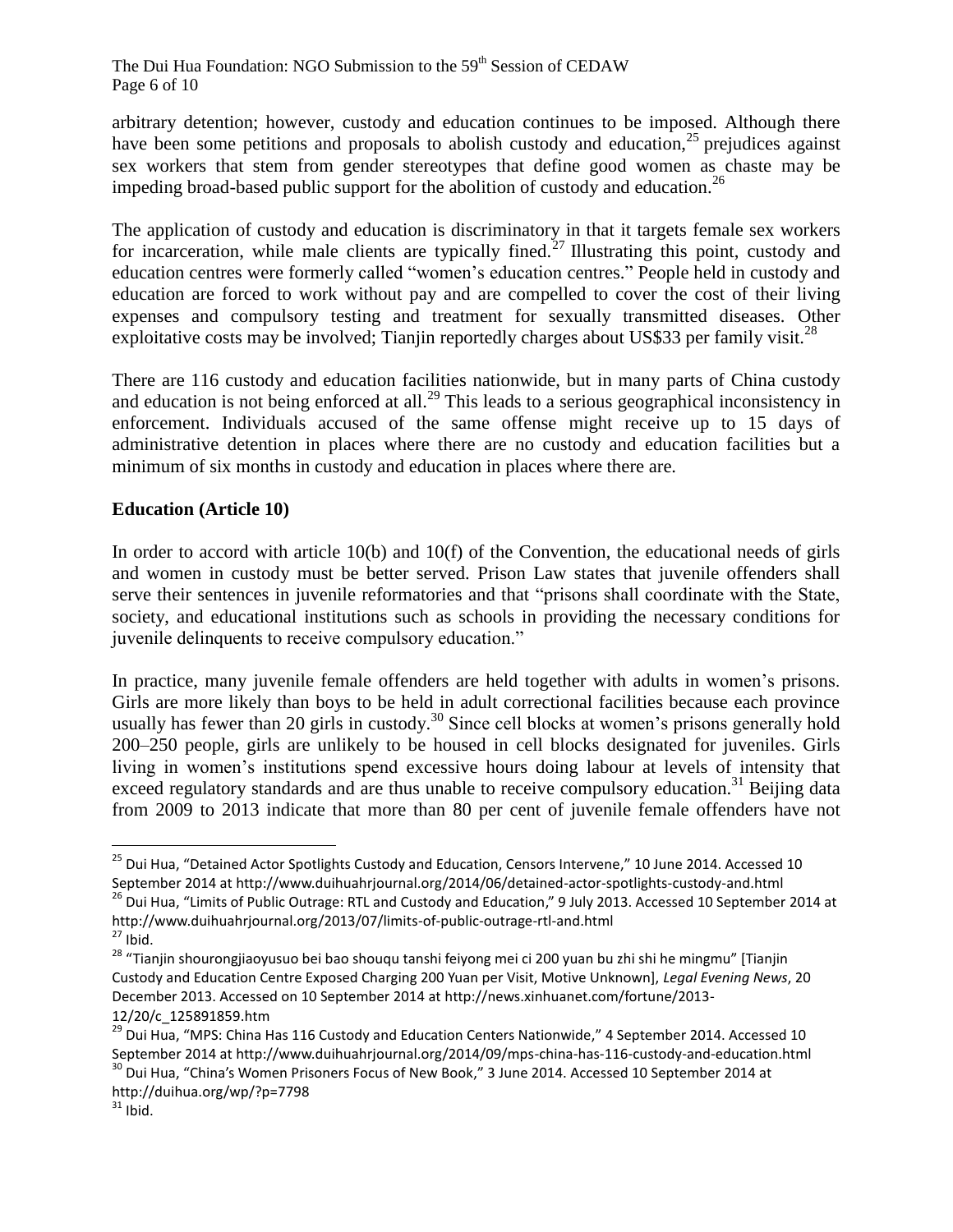arbitrary detention; however, custody and education continues to be imposed. Although there have been some petitions and proposals to abolish custody and education,[25] prejudices against sex workers that stem from gender stereotypes that define good women as chaste may be impeding broad-based public support for the abolition of custody and education.[26]

The application of custody and education is discriminatory in that it targets female sex workers for incarceration, while male clients are typically fined.[27] Illustrating this point, custody and education centres were formerly called "women's education centres." People held in custody and education are forced to work without pay and are compelled to cover the cost of their living expenses and compulsory testing and treatment for sexually transmitted diseases. Other exploitative costs may be involved; Tianjin reportedly charges about US$33 per family visit.[28]

There are 116 custody and education facilities nationwide, but in many parts of China custody and education is not being enforced at all.[29] This leads to a serious geographical inconsistency in enforcement. Individuals accused of the same offense might receive up to 15 days of administrative detention in places where there are no custody and education facilities but a minimum of six months in custody and education in places where there are.

**Education (Article 10)**

In order to accord with article 10(b) and 10(f) of the Convention, the educational needs of girls and women in custody must be better served. Prison Law states that juvenile offenders shall serve their sentences in juvenile reformatories and that "prisons shall coordinate with the State, society, and educational institutions such as schools in providing the necessary conditions for juvenile delinquents to receive compulsory education."

In practice, many juvenile female offenders are held together with adults in women's prisons. Girls are more likely than boys to be held in adult correctional facilities because each province usually has fewer than 20 girls in custody.[30] Since cell blocks at women's prisons generally hold 200–250 people, girls are unlikely to be housed in cell blocks designated for juveniles. Girls living in women's institutions spend excessive hours doing labour at levels of intensity that exceed regulatory standards and are thus unable to receive compulsory education.[31] Beijing data from 2009 to 2013 indicate that more than 80 per cent of juvenile female offenders have not

---

[25] Dui Hua, "Detained Actor Spotlights Custody and Education, Censors Intervene," 10 June 2014. Accessed 10 September 2014 at http://www.duihuahrjournal.org/2014/06/detained-actor-spotlights-custody-and.html

[26] Dui Hua, "Limits of Public Outrage: RTL and Custody and Education," 9 July 2013. Accessed 10 September 2014 at http://www.duihuahrjournal.org/2013/07/limits-of-public-outrage-rtl-and.html

[27] Ibid.

[28] "Tianjin shourongjiaoyusuo bei bao shouqu tanshi feiyong mei ci 200 yuan bu zhi shi he mingmu" [Tianjin Custody and Education Centre Exposed Charging 200 Yuan per Visit, Motive Unknown], *Legal Evening News*, 20 December 2013. Accessed on 10 September 2014 at http://news.xinhuanet.com/fortune/2013-12/20/c_125891859.htm

[29] Dui Hua, "MPS: China Has 116 Custody and Education Centers Nationwide," 4 September 2014. Accessed 10 September 2014 at http://www.duihuahrjournal.org/2014/09/mps-china-has-116-custody-and-education.html

[30] Dui Hua, "China's Women Prisoners Focus of New Book," 3 June 2014. Accessed 10 September 2014 at http://duihua.org/wp/?p=7798

[31] Ibid.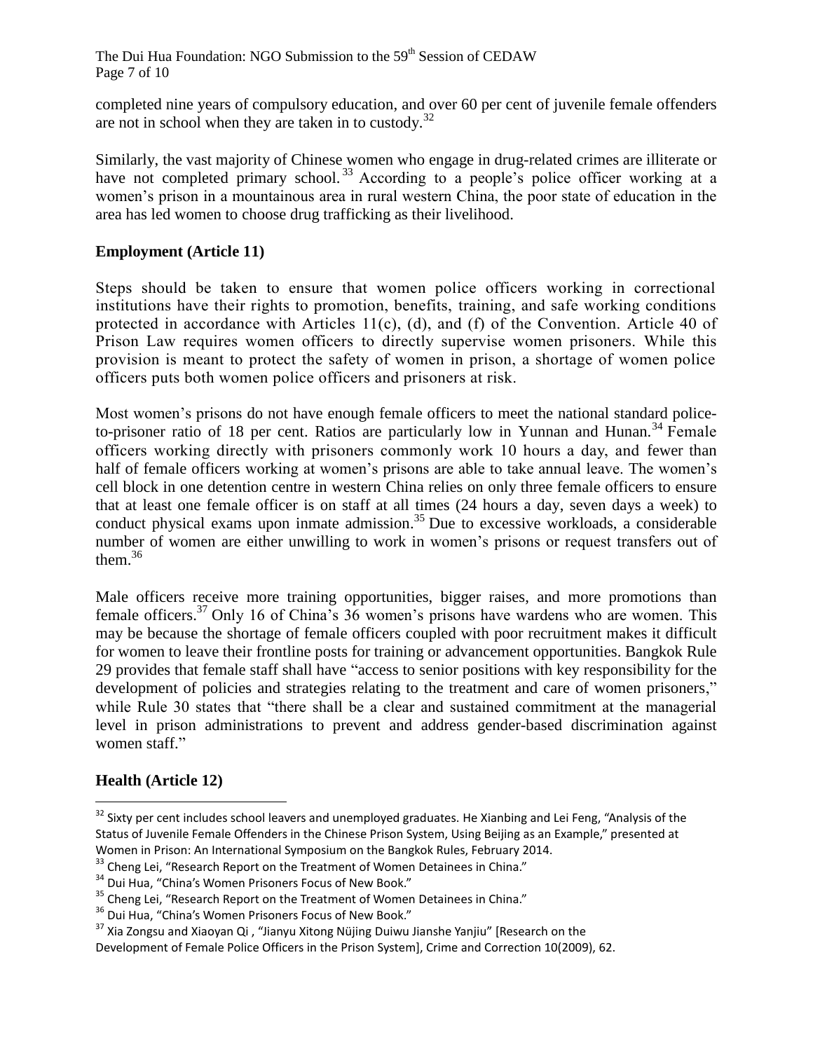completed nine years of compulsory education, and over 60 per cent of juvenile female offenders are not in school when they are taken in to custody.[32]

Similarly, the vast majority of Chinese women who engage in drug-related crimes are illiterate or have not completed primary school.[33] According to a people's police officer working at a women's prison in a mountainous area in rural western China, the poor state of education in the area has led women to choose drug trafficking as their livelihood.

## Employment (Article 11)

Steps should be taken to ensure that women police officers working in correctional institutions have their rights to promotion, benefits, training, and safe working conditions protected in accordance with Articles 11(c), (d), and (f) of the Convention. Article 40 of Prison Law requires women officers to directly supervise women prisoners. While this provision is meant to protect the safety of women in prison, a shortage of women police officers puts both women police officers and prisoners at risk.

Most women's prisons do not have enough female officers to meet the national standard police-to-prisoner ratio of 18 per cent. Ratios are particularly low in Yunnan and Hunan.[34] Female officers working directly with prisoners commonly work 10 hours a day, and fewer than half of female officers working at women's prisons are able to take annual leave. The women's cell block in one detention centre in western China relies on only three female officers to ensure that at least one female officer is on staff at all times (24 hours a day, seven days a week) to conduct physical exams upon inmate admission.[35] Due to excessive workloads, a considerable number of women are either unwilling to work in women's prisons or request transfers out of them.[36]

Male officers receive more training opportunities, bigger raises, and more promotions than female officers.[37] Only 16 of China's 36 women's prisons have wardens who are women. This may be because the shortage of female officers coupled with poor recruitment makes it difficult for women to leave their frontline posts for training or advancement opportunities. Bangkok Rule 29 provides that female staff shall have "access to senior positions with key responsibility for the development of policies and strategies relating to the treatment and care of women prisoners," while Rule 30 states that "there shall be a clear and sustained commitment at the managerial level in prison administrations to prevent and address gender-based discrimination against women staff."

## Health (Article 12)

---

[32] Sixty per cent includes school leavers and unemployed graduates. He Xianbing and Lei Feng, "Analysis of the Status of Juvenile Female Offenders in the Chinese Prison System, Using Beijing as an Example," presented at Women in Prison: An International Symposium on the Bangkok Rules, February 2014.

[33] Cheng Lei, "Research Report on the Treatment of Women Detainees in China."

[34] Dui Hua, "China's Women Prisoners Focus of New Book."

[35] Cheng Lei, "Research Report on the Treatment of Women Detainees in China."

[36] Dui Hua, "China's Women Prisoners Focus of New Book."

[37] Xia Zongsu and Xiaoyan Qi , "Jianyu Xitong Nüjing Duiwu Jianshe Yanjiu" [Research on the Development of Female Police Officers in the Prison System], Crime and Correction 10(2009), 62.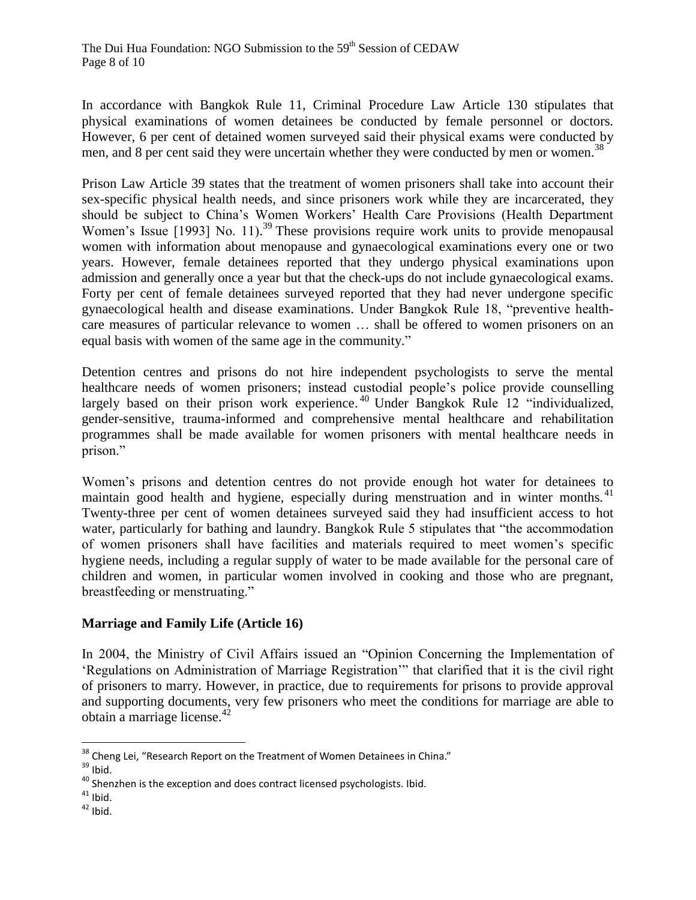In accordance with Bangkok Rule 11, Criminal Procedure Law Article 130 stipulates that physical examinations of women detainees be conducted by female personnel or doctors. However, 6 per cent of detained women surveyed said their physical exams were conducted by men, and 8 per cent said they were uncertain whether they were conducted by men or women.[38]

Prison Law Article 39 states that the treatment of women prisoners shall take into account their sex-specific physical health needs, and since prisoners work while they are incarcerated, they should be subject to China's Women Workers' Health Care Provisions (Health Department Women's Issue [1993] No. 11).[39] These provisions require work units to provide menopausal women with information about menopause and gynaecological examinations every one or two years. However, female detainees reported that they undergo physical examinations upon admission and generally once a year but that the check-ups do not include gynaecological exams. Forty per cent of female detainees surveyed reported that they had never undergone specific gynaecological health and disease examinations. Under Bangkok Rule 18, "preventive health-care measures of particular relevance to women … shall be offered to women prisoners on an equal basis with women of the same age in the community."

Detention centres and prisons do not hire independent psychologists to serve the mental healthcare needs of women prisoners; instead custodial people's police provide counselling largely based on their prison work experience.[40] Under Bangkok Rule 12 "individualized, gender-sensitive, trauma-informed and comprehensive mental healthcare and rehabilitation programmes shall be made available for women prisoners with mental healthcare needs in prison."

Women's prisons and detention centres do not provide enough hot water for detainees to maintain good health and hygiene, especially during menstruation and in winter months.[41] Twenty-three per cent of women detainees surveyed said they had insufficient access to hot water, particularly for bathing and laundry. Bangkok Rule 5 stipulates that "the accommodation of women prisoners shall have facilities and materials required to meet women's specific hygiene needs, including a regular supply of water to be made available for the personal care of children and women, in particular women involved in cooking and those who are pregnant, breastfeeding or menstruating."

## Marriage and Family Life (Article 16)

In 2004, the Ministry of Civil Affairs issued an "Opinion Concerning the Implementation of 'Regulations on Administration of Marriage Registration'" that clarified that it is the civil right of prisoners to marry. However, in practice, due to requirements for prisons to provide approval and supporting documents, very few prisoners who meet the conditions for marriage are able to obtain a marriage license.[42]

---

[38] Cheng Lei, "Research Report on the Treatment of Women Detainees in China."

[39] Ibid.

[40] Shenzhen is the exception and does contract licensed psychologists. Ibid.

[41] Ibid.

[42] Ibid.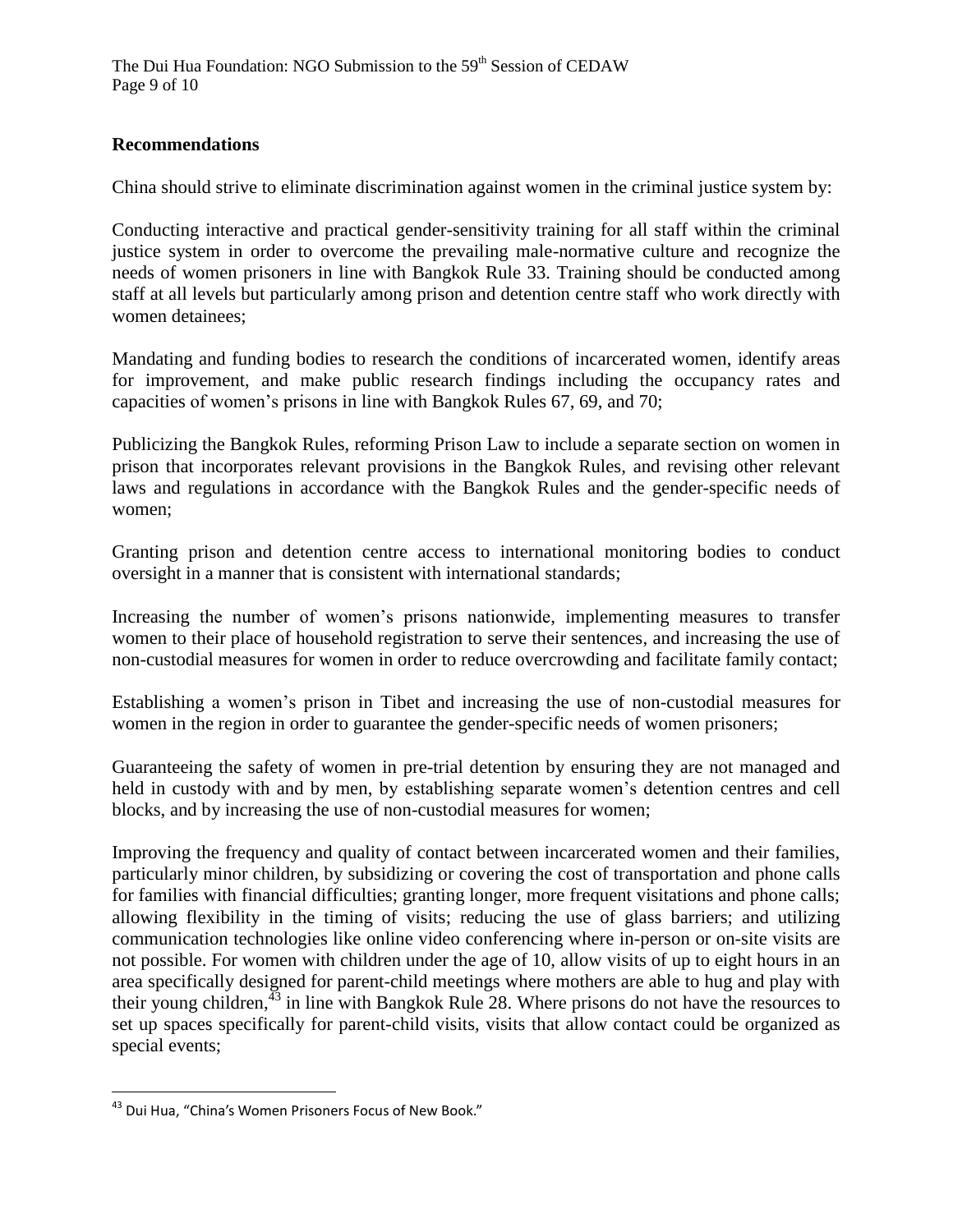## Recommendations

China should strive to eliminate discrimination against women in the criminal justice system by:

Conducting interactive and practical gender-sensitivity training for all staff within the criminal justice system in order to overcome the prevailing male-normative culture and recognize the needs of women prisoners in line with Bangkok Rule 33. Training should be conducted among staff at all levels but particularly among prison and detention centre staff who work directly with women detainees;

Mandating and funding bodies to research the conditions of incarcerated women, identify areas for improvement, and make public research findings including the occupancy rates and capacities of women's prisons in line with Bangkok Rules 67, 69, and 70;

Publicizing the Bangkok Rules, reforming Prison Law to include a separate section on women in prison that incorporates relevant provisions in the Bangkok Rules, and revising other relevant laws and regulations in accordance with the Bangkok Rules and the gender-specific needs of women;

Granting prison and detention centre access to international monitoring bodies to conduct oversight in a manner that is consistent with international standards;

Increasing the number of women's prisons nationwide, implementing measures to transfer women to their place of household registration to serve their sentences, and increasing the use of non-custodial measures for women in order to reduce overcrowding and facilitate family contact;

Establishing a women's prison in Tibet and increasing the use of non-custodial measures for women in the region in order to guarantee the gender-specific needs of women prisoners;

Guaranteeing the safety of women in pre-trial detention by ensuring they are not managed and held in custody with and by men, by establishing separate women's detention centres and cell blocks, and by increasing the use of non-custodial measures for women;

Improving the frequency and quality of contact between incarcerated women and their families, particularly minor children, by subsidizing or covering the cost of transportation and phone calls for families with financial difficulties; granting longer, more frequent visitations and phone calls; allowing flexibility in the timing of visits; reducing the use of glass barriers; and utilizing communication technologies like online video conferencing where in-person or on-site visits are not possible. For women with children under the age of 10, allow visits of up to eight hours in an area specifically designed for parent-child meetings where mothers are able to hug and play with their young children,[43] in line with Bangkok Rule 28. Where prisons do not have the resources to set up spaces specifically for parent-child visits, visits that allow contact could be organized as special events;

---

[43] Dui Hua, "China's Women Prisoners Focus of New Book."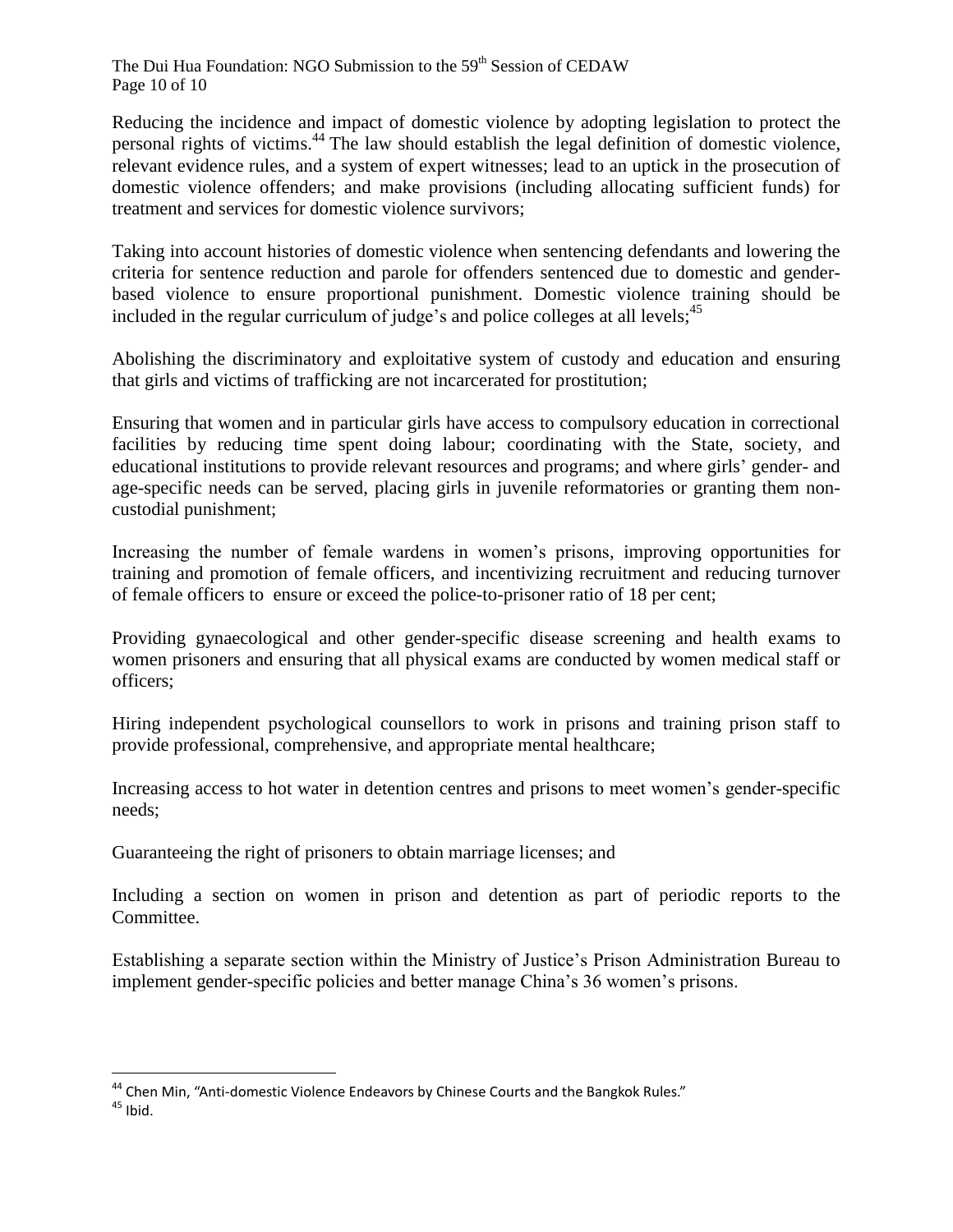Reducing the incidence and impact of domestic violence by adopting legislation to protect the personal rights of victims.[44] The law should establish the legal definition of domestic violence, relevant evidence rules, and a system of expert witnesses; lead to an uptick in the prosecution of domestic violence offenders; and make provisions (including allocating sufficient funds) for treatment and services for domestic violence survivors;

Taking into account histories of domestic violence when sentencing defendants and lowering the criteria for sentence reduction and parole for offenders sentenced due to domestic and gender-based violence to ensure proportional punishment. Domestic violence training should be included in the regular curriculum of judge's and police colleges at all levels;[45]

Abolishing the discriminatory and exploitative system of custody and education and ensuring that girls and victims of trafficking are not incarcerated for prostitution;

Ensuring that women and in particular girls have access to compulsory education in correctional facilities by reducing time spent doing labour; coordinating with the State, society, and educational institutions to provide relevant resources and programs; and where girls' gender- and age-specific needs can be served, placing girls in juvenile reformatories or granting them non-custodial punishment;

Increasing the number of female wardens in women's prisons, improving opportunities for training and promotion of female officers, and incentivizing recruitment and reducing turnover of female officers to ensure or exceed the police-to-prisoner ratio of 18 per cent;

Providing gynaecological and other gender-specific disease screening and health exams to women prisoners and ensuring that all physical exams are conducted by women medical staff or officers;

Hiring independent psychological counsellors to work in prisons and training prison staff to provide professional, comprehensive, and appropriate mental healthcare;

Increasing access to hot water in detention centres and prisons to meet women's gender-specific needs;

Guaranteeing the right of prisoners to obtain marriage licenses; and

Including a section on women in prison and detention as part of periodic reports to the Committee.

Establishing a separate section within the Ministry of Justice's Prison Administration Bureau to implement gender-specific policies and better manage China's 36 women's prisons.

---

[44] Chen Min, "Anti-domestic Violence Endeavors by Chinese Courts and the Bangkok Rules."

[45] Ibid.